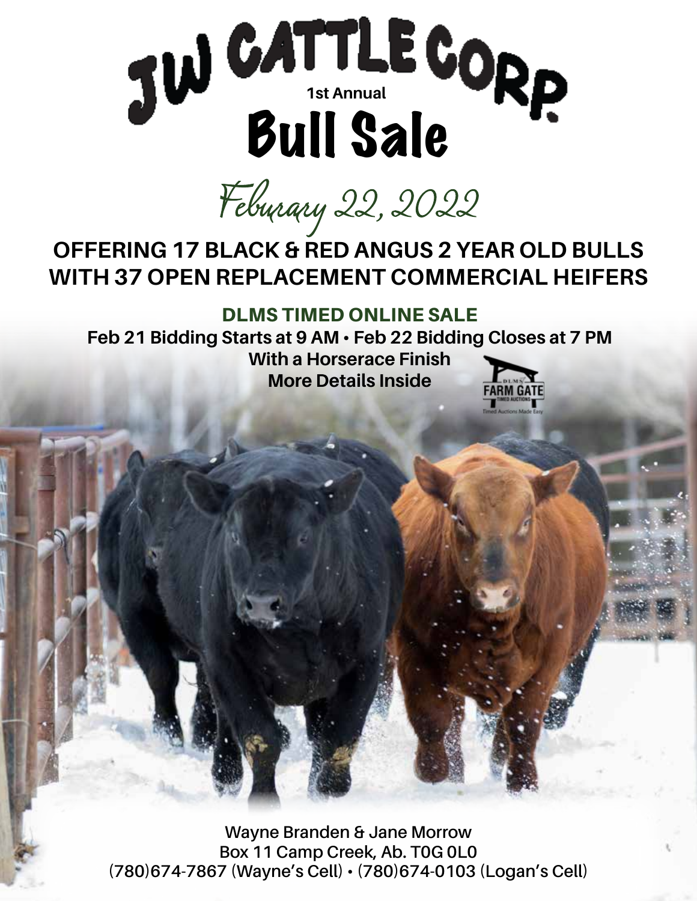# JW CATTLE CORP.

1st Annual

# Bull Sale

## Feburary 22, 2022

**OFFERING 17 BLACK & RED ANGUS 2 YEAR OLD BULLS WITH 37 OPEN REPLACEMENT COMMERCIAL HEIFERS**

**DLMS TIMED ONLINE SALE**

**Feb 21 Bidding Starts at 9 AM • Feb 22 Bidding Closes at 7 PM**

**With a Horserace Finish**

**More Details Inside**

DLMS FARM GATE TIMED AUCTIONS

Timed Auctions Made Easy

**Wayne Branden & Jane Morrow**

**Box 11 Camp Creek, Ab. T0G 0L0**

**(780)674-7867 (Wayne's Cell) • (780)674-0103 (Logan's Cell)**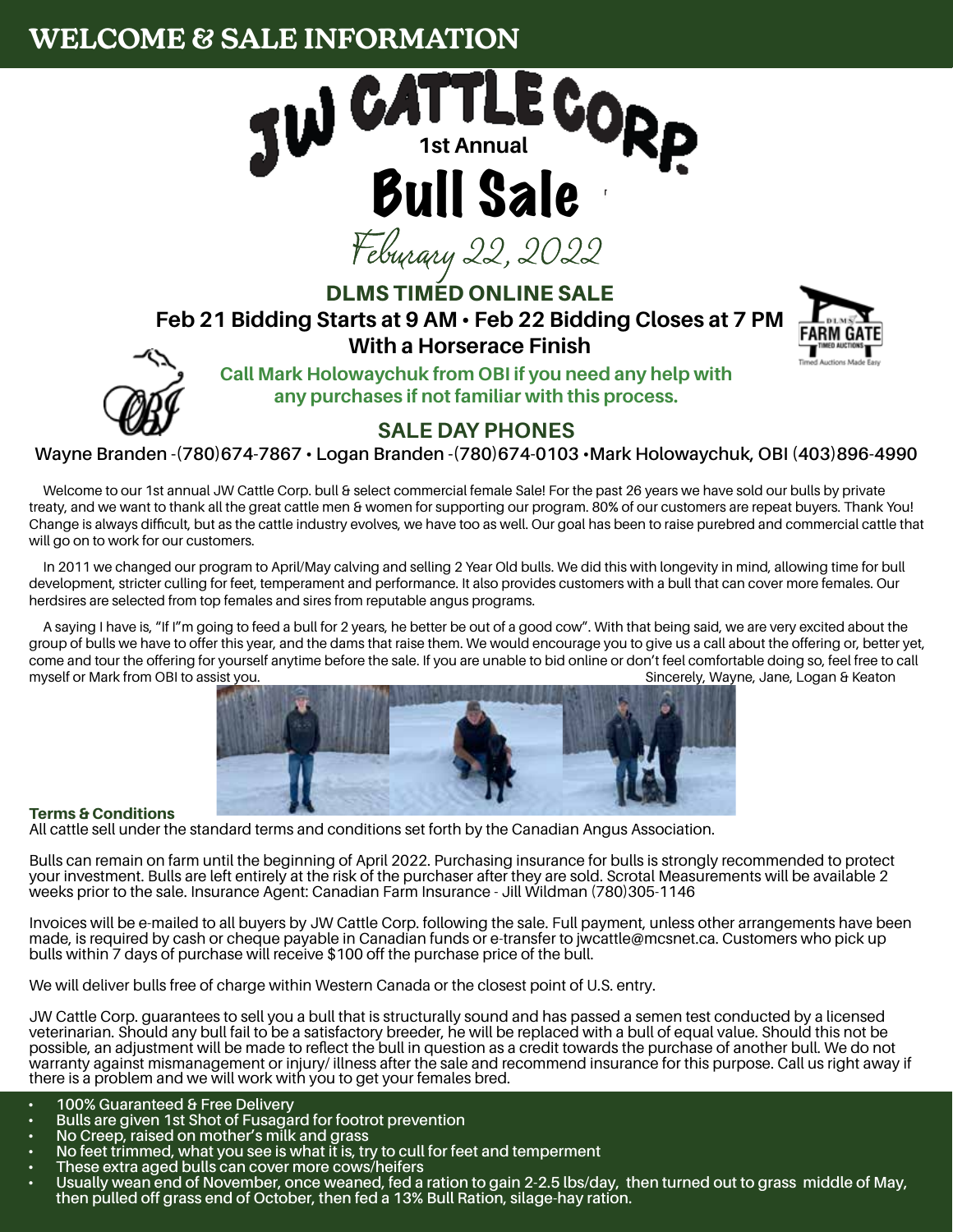# WELCOME & SALE INFORMATION

# JW CATTLE CORP.

## 1st Annual Bull Sale

### Feburary 22, 2022

### DLMS TIMED ONLINE SALE

**Feb 21 Bidding Starts at 9 AM • Feb 22 Bidding Closes at 7 PM**

**With a Horserace Finish**

**Call Mark Holowaychuk from OBI if you need any help with any purchases if not familiar with this process.**

### SALE DAY PHONES

**Wayne Branden -(780)674-7867 • Logan Branden -(780)674-0103 •Mark Holowaychuk, OBI (403)896-4990**

Welcome to our 1st annual JW Cattle Corp. bull & select commercial female Sale! For the past 26 years we have sold our bulls by private treaty, and we want to thank all the great cattle men & women for supporting our program. 80% of our customers are repeat buyers. Thank You! Change is always difficult, but as the cattle industry evolves, we have too as well. Our goal has been to raise purebred and commercial cattle that will go on to work for our customers.

In 2011 we changed our program to April/May calving and selling 2 Year Old bulls. We did this with longevity in mind, allowing time for bull development, stricter culling for feet, temperament and performance. It also provides customers with a bull that can cover more females. Our herdsires are selected from top females and sires from reputable angus programs.

A saying I have is, "If I"m going to feed a bull for 2 years, he better be out of a good cow". With that being said, we are very excited about the group of bulls we have to offer this year, and the dams that raise them. We would encourage you to give us a call about the offering or, better yet, come and tour the offering for yourself anytime before the sale. If you are unable to bid online or don't feel comfortable doing so, feel free to call myself or Mark from OBI to assist you.

Sincerely, Wayne, Jane, Logan & Keaton

### Terms & Conditions

All cattle sell under the standard terms and conditions set forth by the Canadian Angus Association.

Bulls can remain on farm until the beginning of April 2022. Purchasing insurance for bulls is strongly recommended to protect your investment. Bulls are left entirely at the risk of the purchaser after they are sold. Scrotal Measurements will be available 2 weeks prior to the sale. Insurance Agent: Canadian Farm Insurance - Jill Wildman (780)305-1146

Invoices will be e-mailed to all buyers by JW Cattle Corp. following the sale. Full payment, unless other arrangements have been made, is required by cash or cheque payable in Canadian funds or e-transfer to jwcattle@mcsnet.ca. Customers who pick up bulls within 7 days of purchase will receive $100 off the purchase price of the bull.

We will deliver bulls free of charge within Western Canada or the closest point of U.S. entry.

JW Cattle Corp. guarantees to sell you a bull that is structurally sound and has passed a semen test conducted by a licensed veterinarian. Should any bull fail to be a satisfactory breeder, he will be replaced with a bull of equal value. Should this not be possible, an adjustment will be made to reflect the bull in question as a credit towards the purchase of another bull. We do not warranty against mismanagement or injury/ illness after the sale and recommend insurance for this purpose. Call us right away if there is a problem and we will work with you to get your females bred.

- 100% Guaranteed & Free Delivery
- Bulls are given 1st Shot of Fusagard for footrot prevention
- No Creep, raised on mother's milk and grass
- No feet trimmed, what you see is what it is, try to cull for feet and temperment
- These extra aged bulls can cover more cows/heifers
- Usually wean end of November, once weaned, fed a ration to gain 2-2.5 lbs/day, then turned out to grass middle of May, then pulled off grass end of October, then fed a 13% Bull Ration, silage-hay ration.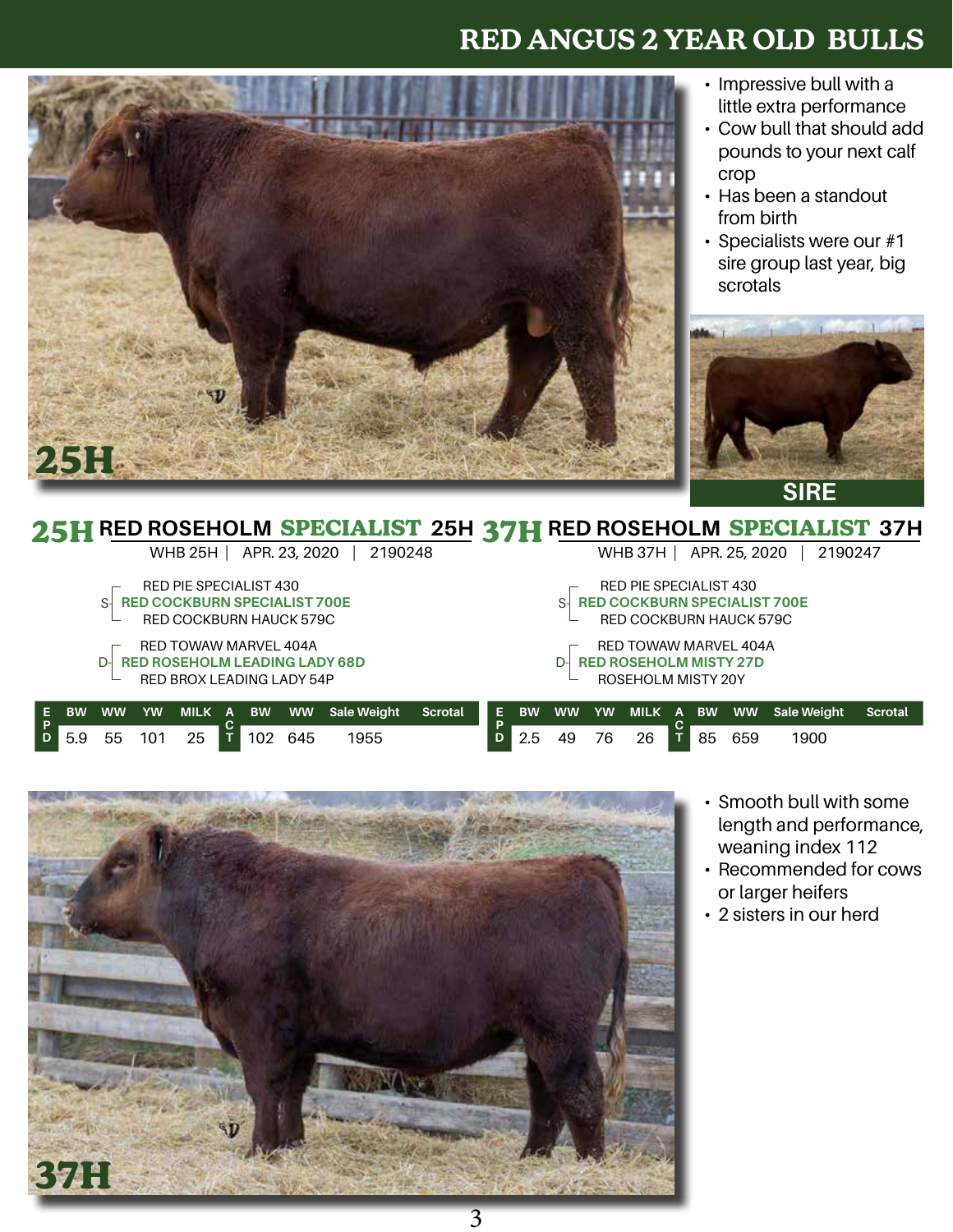# RED ANGUS 2 YEAR OLD BULLS

- Impressive bull with a little extra performance
- Cow bull that should add pounds to your next calf crop
- Has been a standout from birth
- Specialists were our #1 sire group last year, big scrotals

25H

SIRE

## 25H RED ROSEHOLM SPECIALIST 25H

WHB 25H | APR. 23, 2020 | 2190248

S- RED COCKBURN SPECIALIST 700E
- RED PIE SPECIALIST 430
- RED COCKBURN HAUCK 579C

D- RED ROSEHOLM LEADING LADY 68D
- RED TOWAW MARVEL 404A
- RED BROX LEADING LADY 54P

| EPD BW | EPD WW | EPD YW | EPD MILK | ACT BW | ACT WW | Sale Weight | Scrotal |
|---|---|---|---|---|---|---|---|
| 5.9 | 55 | 101 | 25 | 102 | 645 | 1955 | |

## 37H RED ROSEHOLM SPECIALIST 37H

WHB 37H | APR. 25, 2020 | 2190247

S- RED COCKBURN SPECIALIST 700E
- RED PIE SPECIALIST 430
- RED COCKBURN HAUCK 579C

D- RED ROSEHOLM MISTY 27D
- RED TOWAW MARVEL 404A
- ROSEHOLM MISTY 20Y

| EPD BW | EPD WW | EPD YW | EPD MILK | ACT BW | ACT WW | Sale Weight | Scrotal |
|---|---|---|---|---|---|---|---|
| 2.5 | 49 | 76 | 26 | 85 | 659 | 1900 | |

- Smooth bull with some length and performance, weaning index 112
- Recommended for cows or larger heifers
- 2 sisters in our herd

37H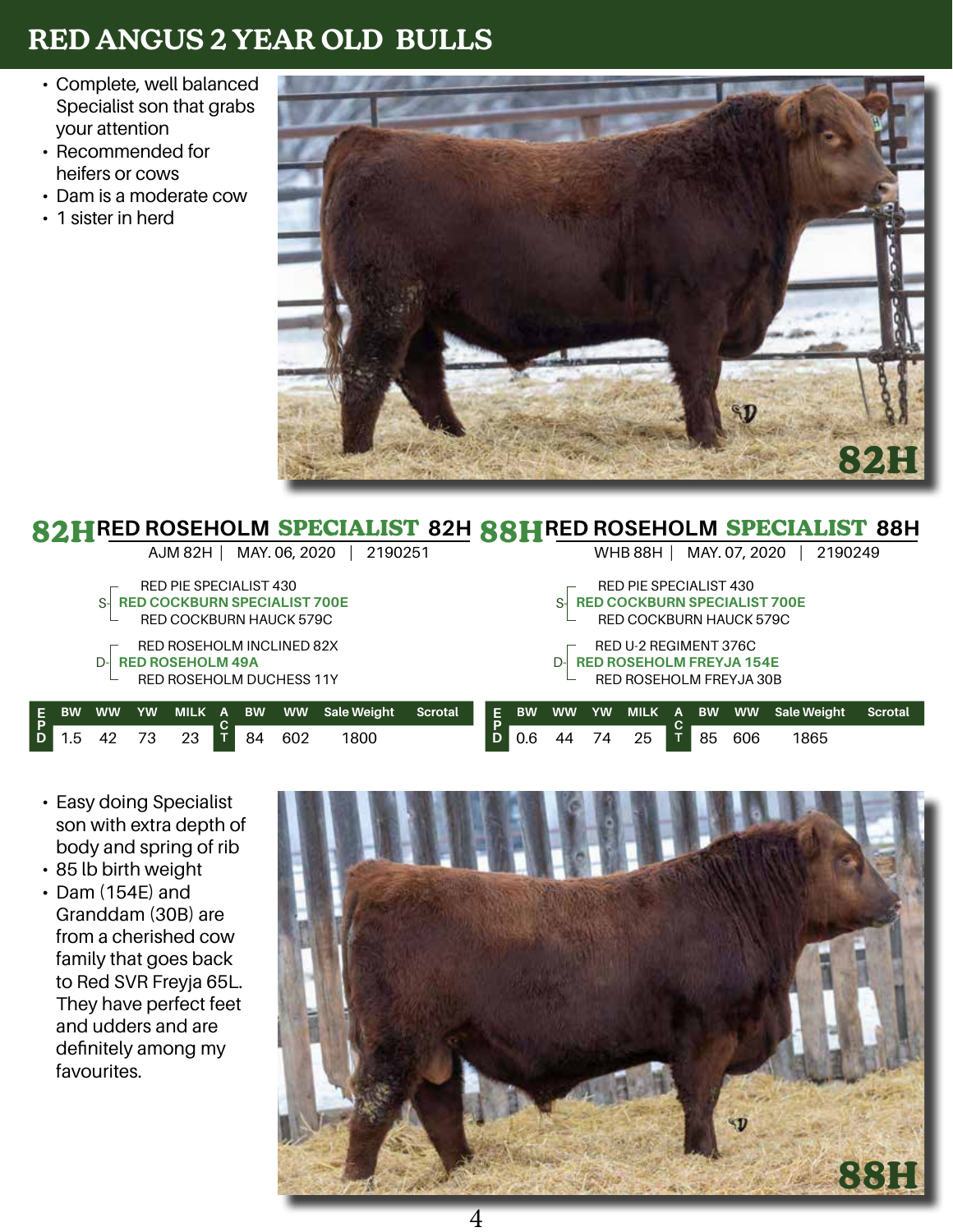# RED ANGUS 2 YEAR OLD BULLS

- Complete, well balanced Specialist son that grabs your attention
- Recommended for heifers or cows
- Dam is a moderate cow
- 1 sister in herd

## 82H RED ROSEHOLM SPECIALIST 82H

AJM 82H | MAY. 06, 2020 | 2190251

- S: **RED COCKBURN SPECIALIST 700E**
  - RED PIE SPECIALIST 430
  - RED COCKBURN HAUCK 579C
- D: **RED ROSEHOLM 49A**
  - RED ROSEHOLM INCLINED 82X
  - RED ROSEHOLM DUCHESS 11Y

| | BW | WW | YW | MILK | | BW | WW | Sale Weight | Scrotal |
|---|---|---|---|---|---|---|---|---|---|
| EPD | 1.5 | 42 | 73 | 23 | ACT | 84 | 602 | 1800 | |

## 88H RED ROSEHOLM SPECIALIST 88H

WHB 88H | MAY. 07, 2020 | 2190249

- S: **RED COCKBURN SPECIALIST 700E**
  - RED PIE SPECIALIST 430
  - RED COCKBURN HAUCK 579C
- D: **RED ROSEHOLM FREYJA 154E**
  - RED U-2 REGIMENT 376C
  - RED ROSEHOLM FREYJA 30B

| | BW | WW | YW | MILK | | BW | WW | Sale Weight | Scrotal |
|---|---|---|---|---|---|---|---|---|---|
| EPD | 0.6 | 44 | 74 | 25 | ACT | 85 | 606 | 1865 | |

- Easy doing Specialist son with extra depth of body and spring of rib
- 85 lb birth weight
- Dam (154E) and Granddam (30B) are from a cherished cow family that goes back to Red SVR Freyja 65L. They have perfect feet and udders and are definitely among my favourites.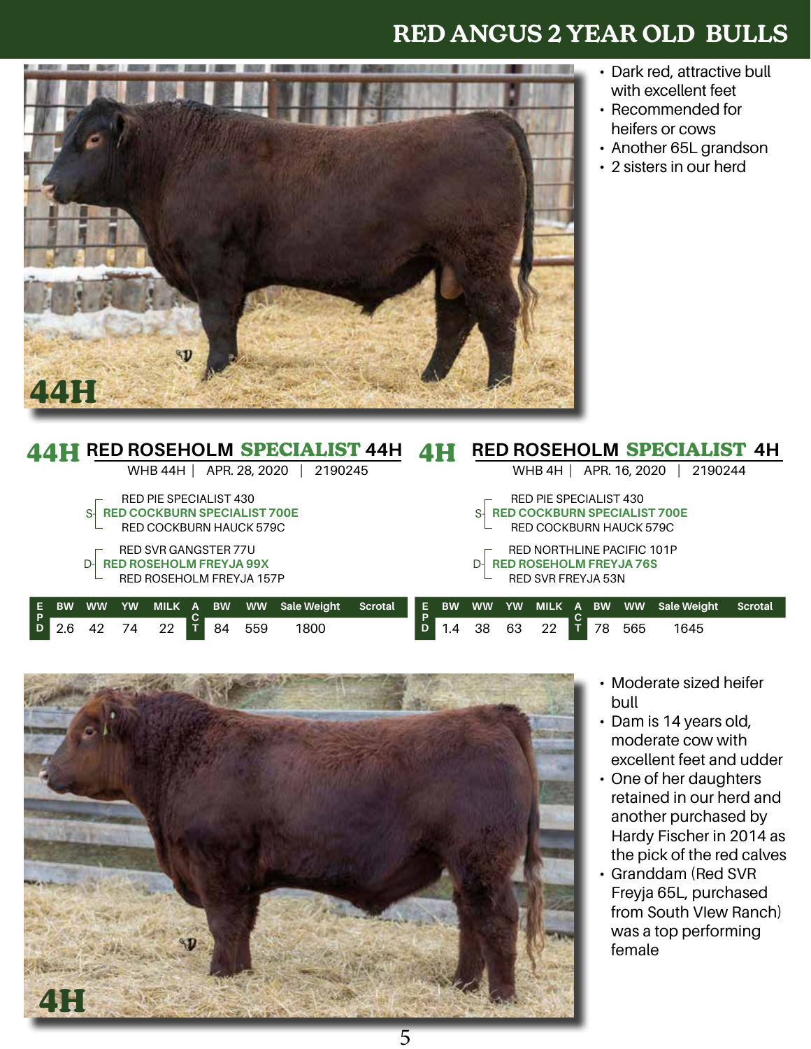# RED ANGUS 2 YEAR OLD BULLS

- Dark red, attractive bull with excellent feet
- Recommended for heifers or cows
- Another 65L grandson
- 2 sisters in our herd

## 44H RED ROSEHOLM SPECIALIST 44H

WHB 44H | APR. 28, 2020 | 2190245

S- RED COCKBURN SPECIALIST 700E
- RED PIE SPECIALIST 430
- RED COCKBURN HAUCK 579C

D- RED ROSEHOLM FREYJA 99X
- RED SVR GANGSTER 77U
- RED ROSEHOLM FREYJA 157P

| EPD | BW | WW | YW | MILK | ACT | BW | WW | Sale Weight | Scrotal |
|---|---|---|---|---|---|---|---|---|---|
| | 2.6 | 42 | 74 | 22 | | 84 | 559 | 1800 | |

## 4H RED ROSEHOLM SPECIALIST 4H

WHB 4H | APR. 16, 2020 | 2190244

S- RED COCKBURN SPECIALIST 700E
- RED PIE SPECIALIST 430
- RED COCKBURN HAUCK 579C

D- RED ROSEHOLM FREYJA 76S
- RED NORTHLINE PACIFIC 101P
- RED SVR FREYJA 53N

| EPD | BW | WW | YW | MILK | ACT | BW | WW | Sale Weight | Scrotal |
|---|---|---|---|---|---|---|---|---|---|
| | 1.4 | 38 | 63 | 22 | | 78 | 565 | 1645 | |

- Moderate sized heifer bull
- Dam is 14 years old, moderate cow with excellent feet and udder
- One of her daughters retained in our herd and another purchased by Hardy Fischer in 2014 as the pick of the red calves
- Granddam (Red SVR Freyja 65L, purchased from South VIew Ranch) was a top performing female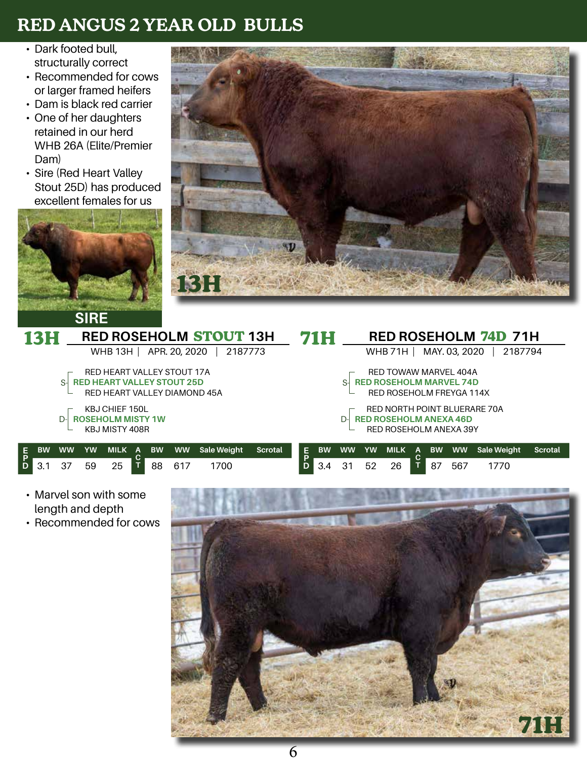# RED ANGUS 2 YEAR OLD BULLS

- Dark footed bull, structurally correct
- Recommended for cows or larger framed heifers
- Dam is black red carrier
- One of her daughters retained in our herd WHB 26A (Elite/Premier Dam)
- Sire (Red Heart Valley Stout 25D) has produced excellent females for us

SIRE

13H

## 13H RED ROSEHOLM STOUT 13H

WHB 13H | APR. 20, 2020 | 2187773

- S- **RED HEART VALLEY STOUT 25D**
  - RED HEART VALLEY STOUT 17A
  - RED HEART VALLEY DIAMOND 45A
- D- **ROSEHOLM MISTY 1W**
  - KBJ CHIEF 150L
  - KBJ MISTY 408R

| | BW | WW | YW | MILK | | BW | WW | Sale Weight | Scrotal |
|---|---|---|---|---|---|---|---|---|---|
| EPD | 3.1 | 37 | 59 | 25 | ACT | 88 | 617 | 1700 | |

## 71H RED ROSEHOLM 74D 71H

WHB 71H | MAY. 03, 2020 | 2187794

- S- **RED ROSEHOLM MARVEL 74D**
  - RED TOWAW MARVEL 404A
  - RED ROSEHOLM FREYGA 114X
- D- **RED ROSEHOLM ANEXA 46D**
  - RED NORTH POINT BLUERARE 70A
  - RED ROSEHOLM ANEXA 39Y

| | BW | WW | YW | MILK | | BW | WW | Sale Weight | Scrotal |
|---|---|---|---|---|---|---|---|---|---|
| EPD | 3.4 | 31 | 52 | 26 | ACT | 87 | 567 | 1770 | |

- Marvel son with some length and depth
- Recommended for cows

71H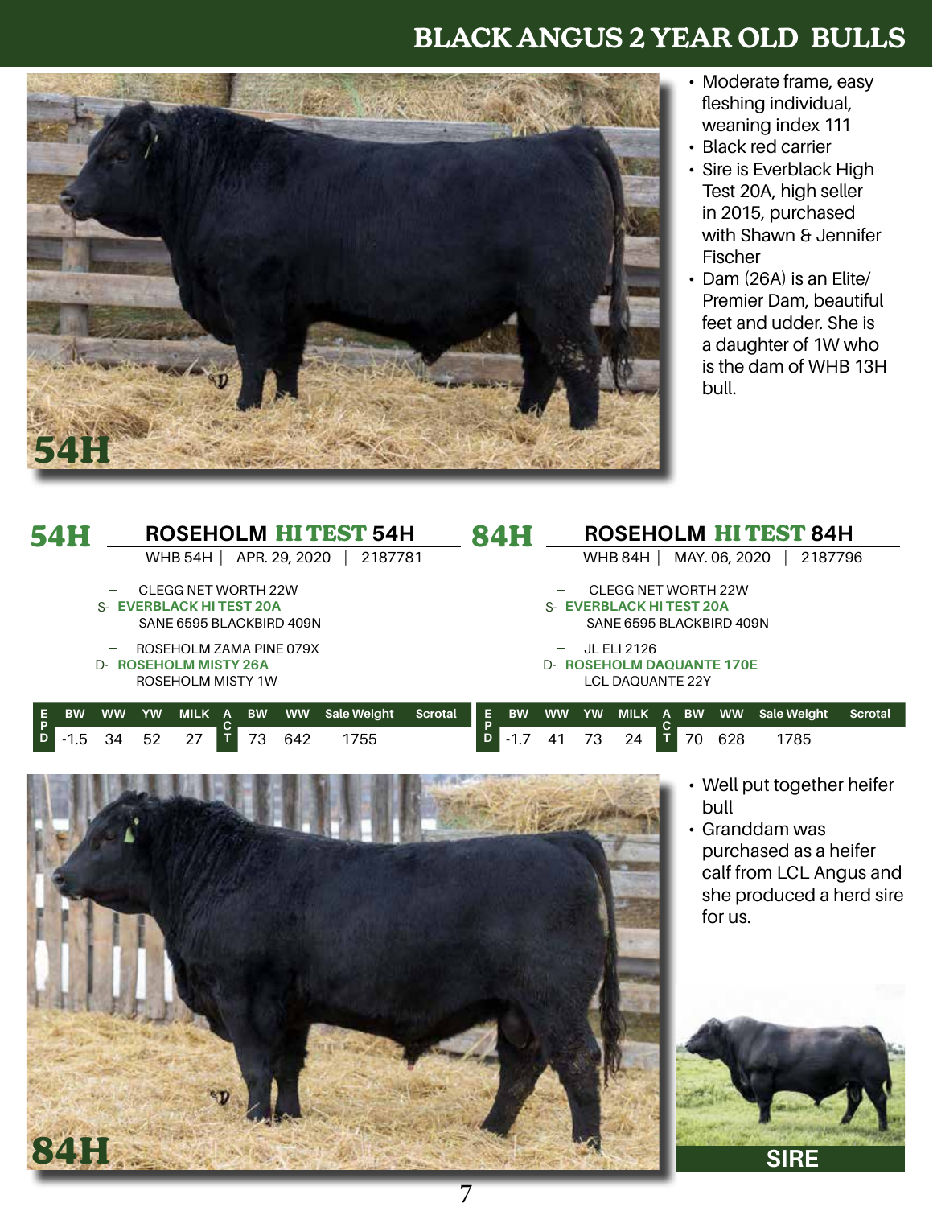# BLACK ANGUS 2 YEAR OLD BULLS

54H

- Moderate frame, easy fleshing individual, weaning index 111
- Black red carrier
- Sire is Everblack High Test 20A, high seller in 2015, purchased with Shawn & Jennifer Fischer
- Dam (26A) is an Elite/Premier Dam, beautiful feet and udder. She is a daughter of 1W who is the dam of WHB 13H bull.

## 54H ROSEHOLM HI TEST 54H

WHB 54H | APR. 29, 2020 | 2187781

S- EVERBLACK HI TEST 20A
- CLEGG NET WORTH 22W
- SANE 6595 BLACKBIRD 409N

D- ROSEHOLM MISTY 26A
- ROSEHOLM ZAMA PINE 079X
- ROSEHOLM MISTY 1W

| | EPD | | | | ACT | | | |
|---|---|---|---|---|---|---|---|---|
| BW | WW | YW | MILK | BW | WW | Sale Weight | Scrotal |
| -1.5 | 34 | 52 | 27 | 73 | 642 | 1755 | |

## 84H ROSEHOLM HI TEST 84H

WHB 84H | MAY. 06, 2020 | 2187796

S- EVERBLACK HI TEST 20A
- CLEGG NET WORTH 22W
- SANE 6595 BLACKBIRD 409N

D- ROSEHOLM DAQUANTE 170E
- JL ELI 2126
- LCL DAQUANTE 22Y

| EPD BW | EPD WW | EPD YW | EPD MILK | ACT BW | ACT WW | Sale Weight | Scrotal |
|---|---|---|---|---|---|---|---|
| -1.7 | 41 | 73 | 24 | 70 | 628 | 1785 | |

84H

- Well put together heifer bull
- Granddam was purchased as a heifer calf from LCL Angus and she produced a herd sire for us.

SIRE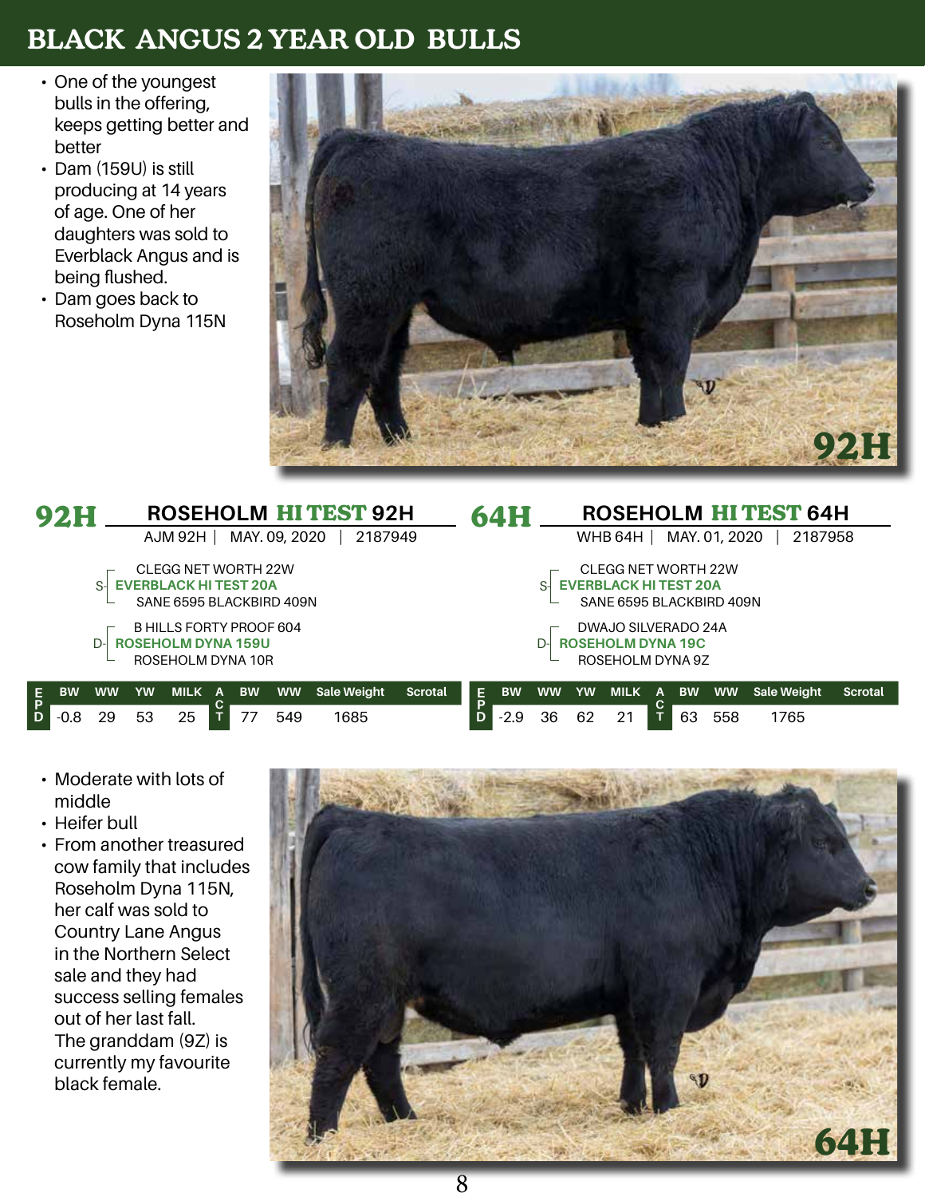# BLACK ANGUS 2 YEAR OLD BULLS

- One of the youngest bulls in the offering, keeps getting better and better
- Dam (159U) is still producing at 14 years of age. One of her daughters was sold to Everblack Angus and is being flushed.
- Dam goes back to Roseholm Dyna 115N

## 92H — ROSEHOLM HI TEST 92H

AJM 92H | MAY. 09, 2020 | 2187949

- S: **EVERBLACK HI TEST 20A**
  - CLEGG NET WORTH 22W
  - SANE 6595 BLACKBIRD 409N
- D: **ROSEHOLM DYNA 159U**
  - B HILLS FORTY PROOF 604
  - ROSEHOLM DYNA 10R

| EPD | BW | WW | YW | MILK | ACT | BW | WW | Sale Weight | Scrotal |
|---|---|---|---|---|---|---|---|---|---|
| | -0.8 | 29 | 53 | 25 | | 77 | 549 | 1685 | |

## 64H — ROSEHOLM HI TEST 64H

WHB 64H | MAY. 01, 2020 | 2187958

- S: **EVERBLACK HI TEST 20A**
  - CLEGG NET WORTH 22W
  - SANE 6595 BLACKBIRD 409N
- D: **ROSEHOLM DYNA 19C**
  - DWAJO SILVERADO 24A
  - ROSEHOLM DYNA 9Z

| EPD | BW | WW | YW | MILK | ACT | BW | WW | Sale Weight | Scrotal |
|---|---|---|---|---|---|---|---|---|---|
| | -2.9 | 36 | 62 | 21 | | 63 | 558 | 1765 | |

- Moderate with lots of middle
- Heifer bull
- From another treasured cow family that includes Roseholm Dyna 115N, her calf was sold to Country Lane Angus in the Northern Select sale and they had success selling females out of her last fall. The granddam (9Z) is currently my favourite black female.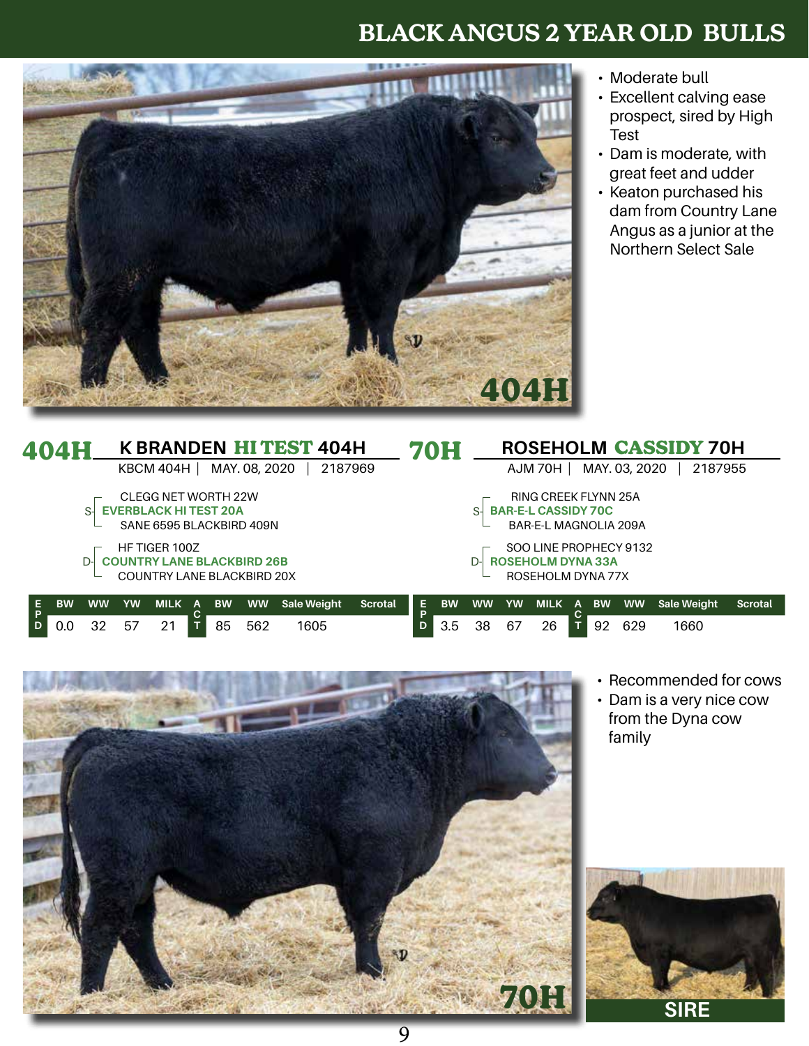# BLACK ANGUS 2 YEAR OLD BULLS

- Moderate bull
- Excellent calving ease prospect, sired by High Test
- Dam is moderate, with great feet and udder
- Keaton purchased his dam from Country Lane Angus as a junior at the Northern Select Sale

## 404H K BRANDEN HI TEST 404H

KBCM 404H | MAY. 08, 2020 | 2187969

- S- EVERBLACK HI TEST 20A
  - CLEGG NET WORTH 22W
  - SANE 6595 BLACKBIRD 409N
- D- COUNTRY LANE BLACKBIRD 26B
  - HF TIGER 100Z
  - COUNTRY LANE BLACKBIRD 20X

| EPD BW | EPD WW | EPD YW | EPD MILK | ACT BW | ACT WW | Sale Weight | Scrotal |
|---|---|---|---|---|---|---|---|
| 0.0 | 32 | 57 | 21 | 85 | 562 | 1605 | |

## 70H ROSEHOLM CASSIDY 70H

AJM 70H | MAY. 03, 2020 | 2187955

- S- BAR-E-L CASSIDY 70C
  - RING CREEK FLYNN 25A
  - BAR-E-L MAGNOLIA 209A
- D- ROSEHOLM DYNA 33A
  - SOO LINE PROPHECY 9132
  - ROSEHOLM DYNA 77X

| EPD BW | EPD WW | EPD YW | EPD MILK | ACT BW | ACT WW | Sale Weight | Scrotal |
|---|---|---|---|---|---|---|---|
| 3.5 | 38 | 67 | 26 | 92 | 629 | 1660 | |

- Recommended for cows
- Dam is a very nice cow from the Dyna cow family

SIRE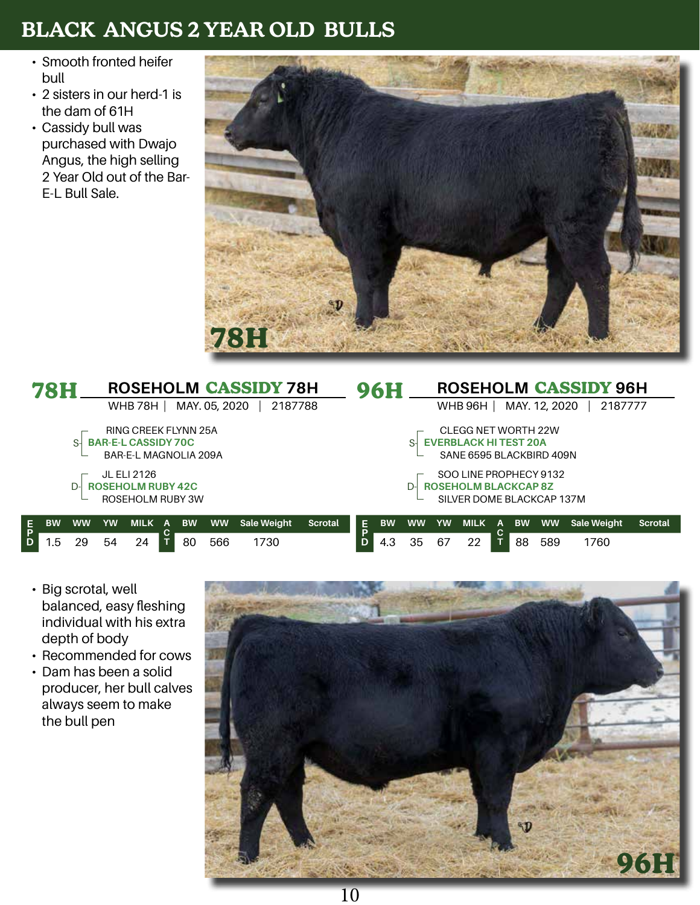# BLACK ANGUS 2 YEAR OLD BULLS

- Smooth fronted heifer bull
- 2 sisters in our herd-1 is the dam of 61H
- Cassidy bull was purchased with Dwajo Angus, the high selling 2 Year Old out of the Bar-E-L Bull Sale.

78H

## 78H ROSEHOLM CASSIDY 78H

WHB 78H | MAY. 05, 2020 | 2187788

- S- **BAR-E-L CASSIDY 70C**
  - RING CREEK FLYNN 25A
  - BAR-E-L MAGNOLIA 209A
- D- **ROSEHOLM RUBY 42C**
  - JL ELI 2126
  - ROSEHOLM RUBY 3W

| | BW | WW | YW | MILK | | BW | WW | Sale Weight | Scrotal |
|---|---|---|---|---|---|---|---|---|---|
| EPD | 1.5 | 29 | 54 | 24 | ACT | 80 | 566 | 1730 | |

## 96H ROSEHOLM CASSIDY 96H

WHB 96H | MAY. 12, 2020 | 2187777

- S- **EVERBLACK HI TEST 20A**
  - CLEGG NET WORTH 22W
  - SANE 6595 BLACKBIRD 409N
- D- **ROSEHOLM BLACKCAP 8Z**
  - SOO LINE PROPHECY 9132
  - SILVER DOME BLACKCAP 137M

| | BW | WW | YW | MILK | | BW | WW | Sale Weight | Scrotal |
|---|---|---|---|---|---|---|---|---|---|
| EPD | 4.3 | 35 | 67 | 22 | ACT | 88 | 589 | 1760 | |

- Big scrotal, well balanced, easy fleshing individual with his extra depth of body
- Recommended for cows
- Dam has been a solid producer, her bull calves always seem to make the bull pen

96H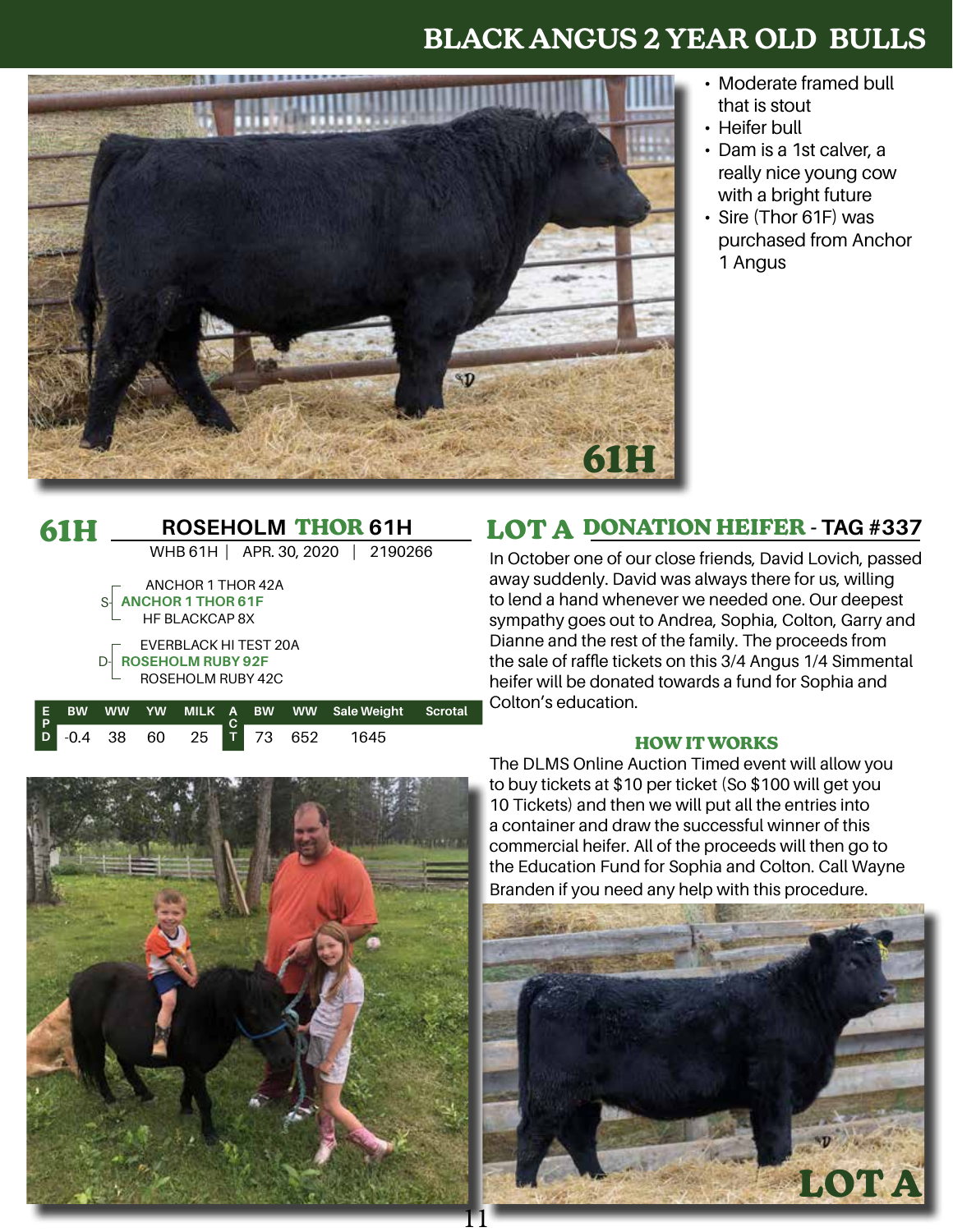# BLACK ANGUS 2 YEAR OLD BULLS

- Moderate framed bull that is stout
- Heifer bull
- Dam is a 1st calver, a really nice young cow with a bright future
- Sire (Thor 61F) was purchased from Anchor 1 Angus

## 61H ROSEHOLM THOR 61H

WHB 61H | APR. 30, 2020 | 2190266

S- **ANCHOR 1 THOR 61F**
- ANCHOR 1 THOR 42A
- HF BLACKCAP 8X

D- **ROSEHOLM RUBY 92F**
- EVERBLACK HI TEST 20A
- ROSEHOLM RUBY 42C

| EPD | BW | WW | YW | MILK | ACT | BW | WW | Sale Weight | Scrotal |
|---|---|---|---|---|---|---|---|---|---|
| | -0.4 | 38 | 60 | 25 | | 73 | 652 | 1645 | |

## LOT A DONATION HEIFER - TAG #337

In October one of our close friends, David Lovich, passed away suddenly. David was always there for us, willing to lend a hand whenever we needed one. Our deepest sympathy goes out to Andrea, Sophia, Colton, Garry and Dianne and the rest of the family. The proceeds from the sale of raffle tickets on this 3/4 Angus 1/4 Simmental heifer will be donated towards a fund for Sophia and Colton's education.

### HOW IT WORKS

The DLMS Online Auction Timed event will allow you to buy tickets at $10 per ticket (So $100 will get you 10 Tickets) and then we will put all the entries into a container and draw the successful winner of this commercial heifer. All of the proceeds will then go to the Education Fund for Sophia and Colton. Call Wayne Branden if you need any help with this procedure.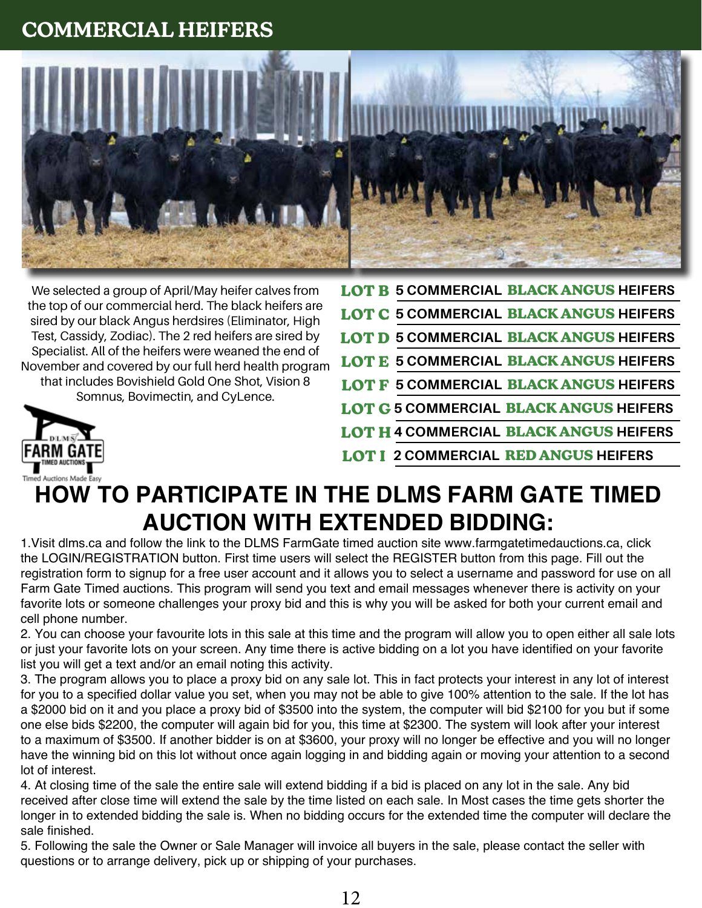# COMMERCIAL HEIFERS

We selected a group of April/May heifer calves from the top of our commercial herd. The black heifers are sired by our black Angus herdsires (Eliminator, High Test, Cassidy, Zodiac). The 2 red heifers are sired by Specialist. All of the heifers were weaned the end of November and covered by our full herd health program that includes Bovishield Gold One Shot, Vision 8 Somnus, Bovimectin, and CyLence.

**LOT B** 5 COMMERCIAL **BLACK ANGUS** HEIFERS

**LOT C** 5 COMMERCIAL **BLACK ANGUS** HEIFERS

**LOT D** 5 COMMERCIAL **BLACK ANGUS** HEIFERS

**LOT E** 5 COMMERCIAL **BLACK ANGUS** HEIFERS

**LOT F** 5 COMMERCIAL **BLACK ANGUS** HEIFERS

**LOT G** 5 COMMERCIAL **BLACK ANGUS** HEIFERS

**LOT H** 4 COMMERCIAL **BLACK ANGUS** HEIFERS

**LOT I** 2 COMMERCIAL **RED ANGUS** HEIFERS

DLMS FARM GATE TIMED AUCTIONS
Timed Auctions Made Easy

# HOW TO PARTICIPATE IN THE DLMS FARM GATE TIMED AUCTION WITH EXTENDED BIDDING:

1.Visit dlms.ca and follow the link to the DLMS FarmGate timed auction site www.farmgatetimedauctions.ca, click the LOGIN/REGISTRATION button. First time users will select the REGISTER button from this page. Fill out the registration form to signup for a free user account and it allows you to select a username and password for use on all Farm Gate Timed auctions. This program will send you text and email messages whenever there is activity on your favorite lots or someone challenges your proxy bid and this is why you will be asked for both your current email and cell phone number.

2. You can choose your favourite lots in this sale at this time and the program will allow you to open either all sale lots or just your favorite lots on your screen. Any time there is active bidding on a lot you have identified on your favorite list you will get a text and/or an email noting this activity.

3. The program allows you to place a proxy bid on any sale lot. This in fact protects your interest in any lot of interest for you to a specified dollar value you set, when you may not be able to give 100% attention to the sale. If the lot has a $2000 bid on it and you place a proxy bid of $3500 into the system, the computer will bid $2100 for you but if some one else bids $2200, the computer will again bid for you, this time at $2300. The system will look after your interest to a maximum of $3500. If another bidder is on at $3600, your proxy will no longer be effective and you will no longer have the winning bid on this lot without once again logging in and bidding again or moving your attention to a second lot of interest.

4. At closing time of the sale the entire sale will extend bidding if a bid is placed on any lot in the sale. Any bid received after close time will extend the sale by the time listed on each sale. In Most cases the time gets shorter the longer in to extended bidding the sale is. When no bidding occurs for the extended time the computer will declare the sale finished.

5. Following the sale the Owner or Sale Manager will invoice all buyers in the sale, please contact the seller with questions or to arrange delivery, pick up or shipping of your purchases.